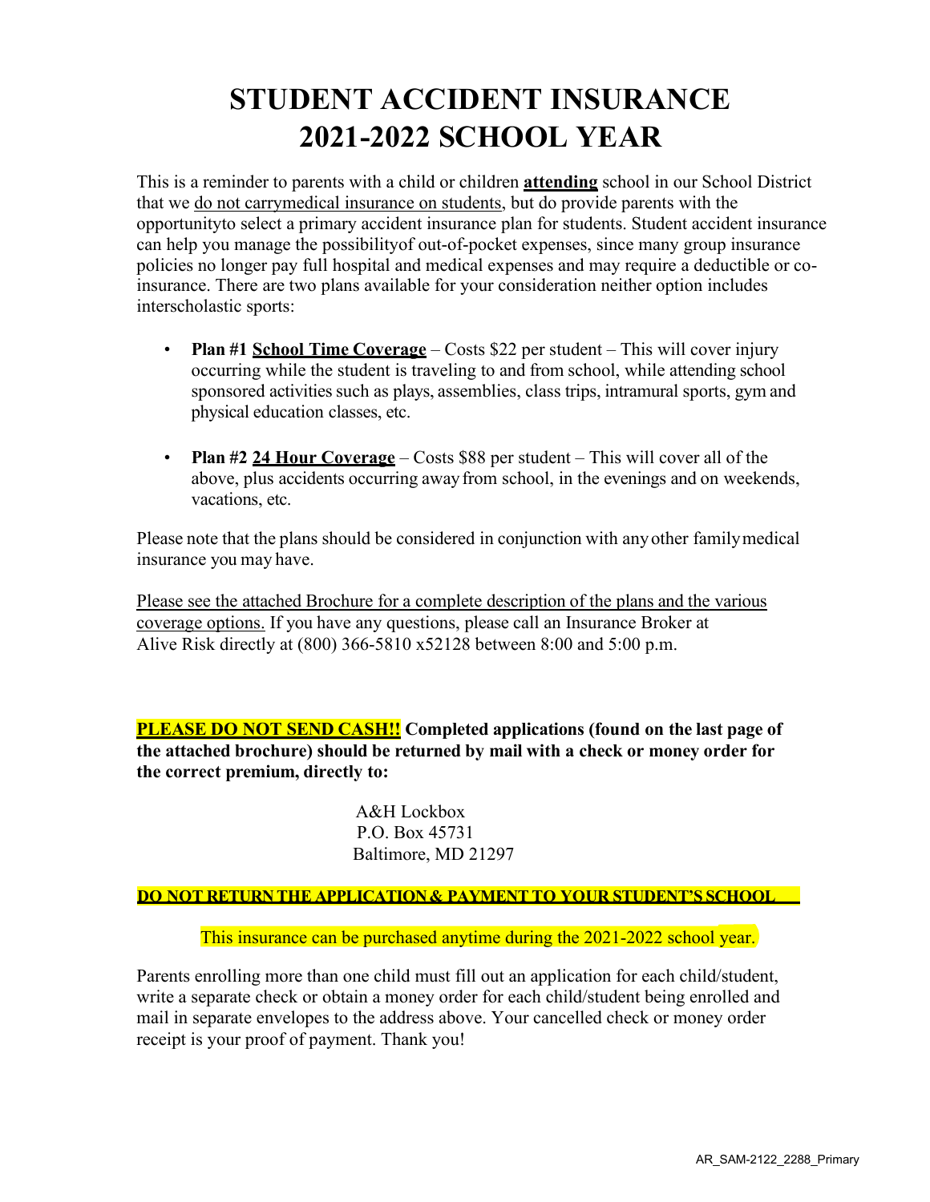# STUDENT ACCIDENT INSURANCE 2021-2022 SCHOOL YEAR

This is a reminder to parents with a child or children **attending** school in our School District that we do not carrymedical insurance on students, but do provide parents with the opportunityto select a primary accident insurance plan for students. Student accident insurance can help you manage the possibilityof out-of-pocket expenses, since many group insurance policies no longer pay full hospital and medical expenses and may require a deductible or co-insurance. There are two plans available for your consideration neither option includes interscholastic sports:

- **Plan #1 School Time Coverage** – Costs $22 per student – This will cover injury occurring while the student is traveling to and from school, while attending school sponsored activities such as plays, assemblies, class trips, intramural sports, gym and physical education classes, etc.

- **Plan #2 24 Hour Coverage** – Costs $88 per student – This will cover all of the above, plus accidents occurring away from school, in the evenings and on weekends, vacations, etc.

Please note that the plans should be considered in conjunction with any other family medical insurance you may have.

Please see the attached Brochure for a complete description of the plans and the various coverage options. If you have any questions, please call an Insurance Broker at Alive Risk directly at (800) 366-5810 x52128 between 8:00 and 5:00 p.m.

**PLEASE DO NOT SEND CASH!! Completed applications (found on the last page of the attached brochure) should be returned by mail with a check or money order for the correct premium, directly to:**

A&H Lockbox
P.O. Box 45731
Baltimore, MD 21297

**DO NOT RETURN THE APPLICATION & PAYMENT TO YOUR STUDENT'S SCHOOL**

This insurance can be purchased anytime during the 2021-2022 school year.

Parents enrolling more than one child must fill out an application for each child/student, write a separate check or obtain a money order for each child/student being enrolled and mail in separate envelopes to the address above. Your cancelled check or money order receipt is your proof of payment. Thank you!

AR_SAM-2122_2288_Primary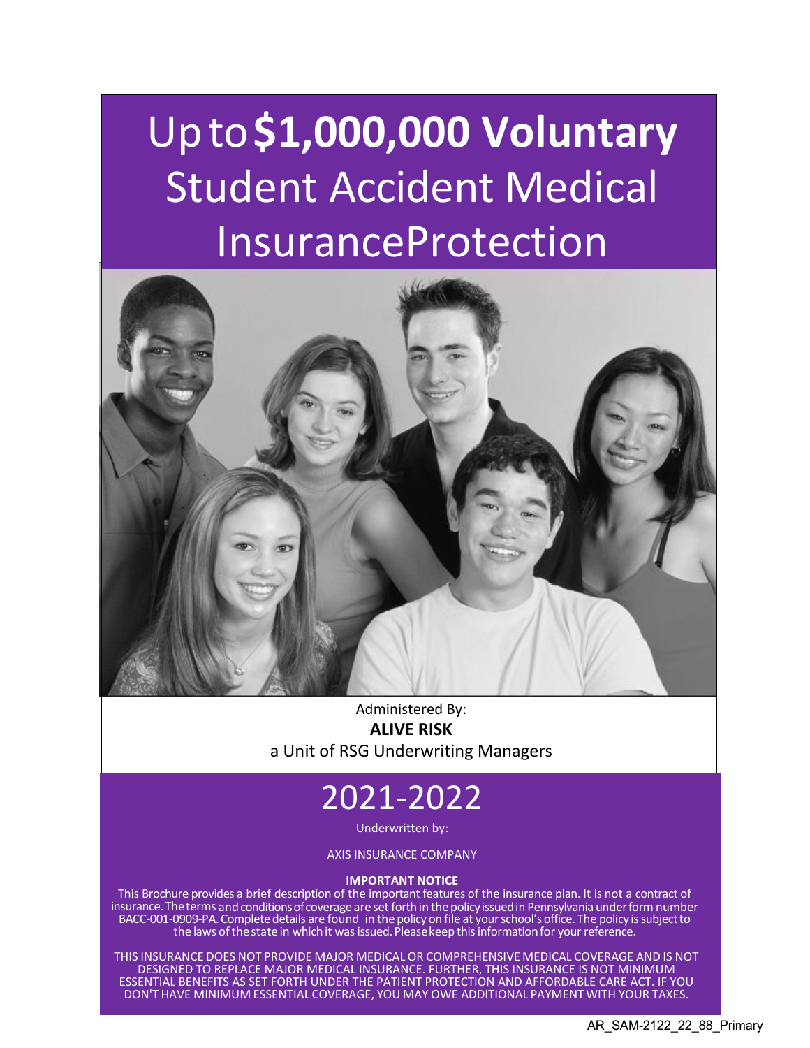# Up to **$1,000,000 Voluntary** Student Accident Medical InsuranceProtection

Administered By:
**ALIVE RISK**
a Unit of RSG Underwriting Managers

# 2021-2022

Underwritten by:

AXIS INSURANCE COMPANY

**IMPORTANT NOTICE**

This Brochure provides a brief description of the important features of the insurance plan. It is not a contract of insurance. The terms and conditions of coverage are set forth in the policy issued in Pennsylvania under form number BACC-001-0909-PA. Complete details are found in the policy on file at your school's office. The policy is subject to the laws of the state in which it was issued. Please keep this information for your reference.

THIS INSURANCE DOES NOT PROVIDE MAJOR MEDICAL OR COMPREHENSIVE MEDICAL COVERAGE AND IS NOT DESIGNED TO REPLACE MAJOR MEDICAL INSURANCE. FURTHER, THIS INSURANCE IS NOT MINIMUM ESSENTIAL BENEFITS AS SET FORTH UNDER THE PATIENT PROTECTION AND AFFORDABLE CARE ACT. IF YOU DON'T HAVE MINIMUM ESSENTIAL COVERAGE, YOU MAY OWE ADDITIONAL PAYMENT WITH YOUR TAXES.

AR_SAM-2122_22_88_Primary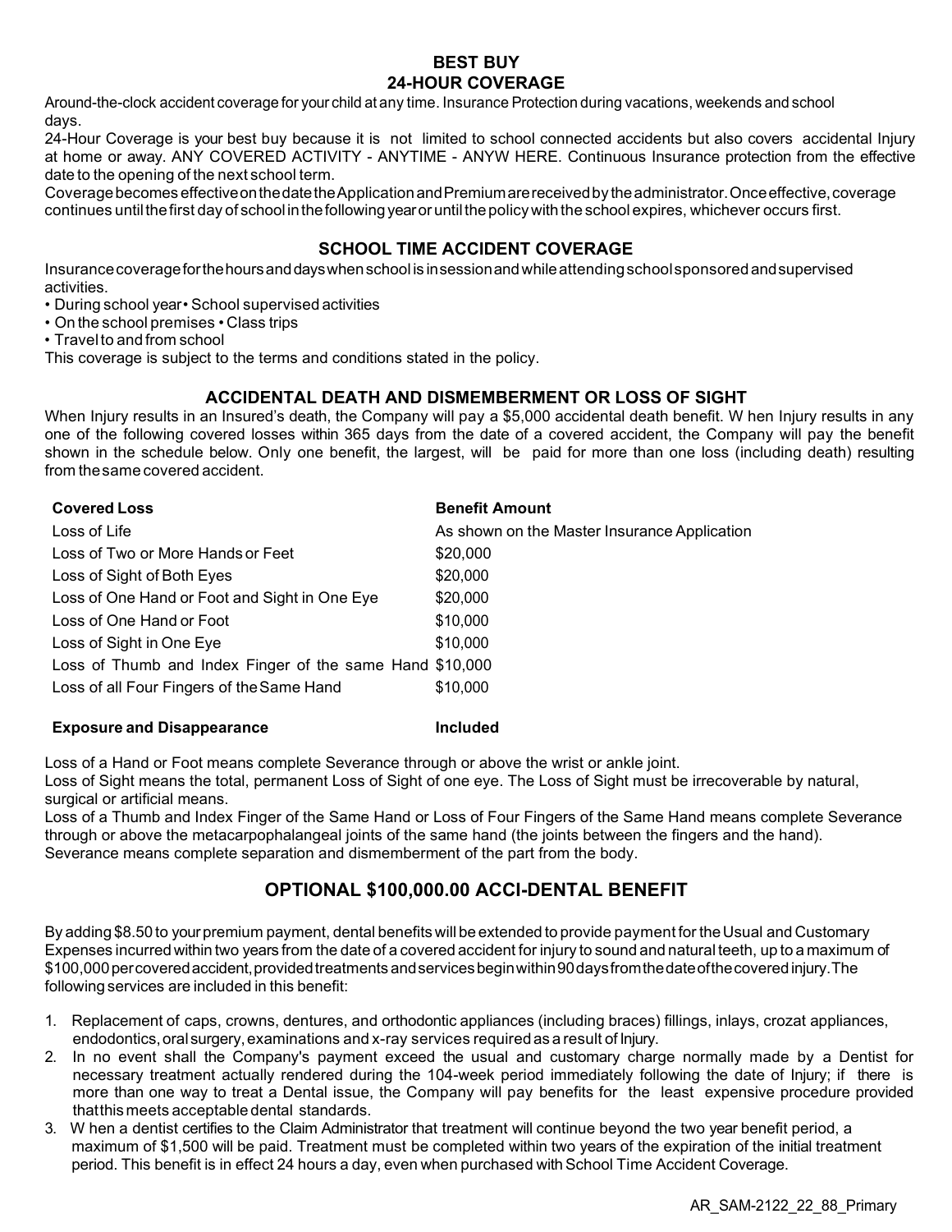## BEST BUY
## 24-HOUR COVERAGE

Around-the-clock accident coverage for your child at any time. Insurance Protection during vacations, weekends and school days.

24-Hour Coverage is your best buy because it is not limited to school connected accidents but also covers accidental Injury at home or away. ANY COVERED ACTIVITY - ANYTIME - ANYWHERE. Continuous Insurance protection from the effective date to the opening of the next school term.

Coverage becomes effective on the date the Application and Premium are received by the administrator. Once effective, coverage continues until the first day of school in the following year or until the policy with the school expires, whichever occurs first.

## SCHOOL TIME ACCIDENT COVERAGE

Insurance coverage for the hours and days when school is in session and while attending school sponsored and supervised activities.

- During school year • School supervised activities
- On the school premises • Class trips
- Travel to and from school

This coverage is subject to the terms and conditions stated in the policy.

## ACCIDENTAL DEATH AND DISMEMBERMENT OR LOSS OF SIGHT

When Injury results in an Insured's death, the Company will pay a $5,000 accidental death benefit. When Injury results in any one of the following covered losses within 365 days from the date of a covered accident, the Company will pay the benefit shown in the schedule below. Only one benefit, the largest, will be paid for more than one loss (including death) resulting from the same covered accident.

| Covered Loss | Benefit Amount |
|---|---|
| Loss of Life | As shown on the Master Insurance Application |
| Loss of Two or More Hands or Feet | $20,000 |
| Loss of Sight of Both Eyes | $20,000 |
| Loss of One Hand or Foot and Sight in One Eye | $20,000 |
| Loss of One Hand or Foot | $10,000 |
| Loss of Sight in One Eye | $10,000 |
| Loss of Thumb and Index Finger of the same Hand | $10,000 |
| Loss of all Four Fingers of the Same Hand | $10,000 |
| **Exposure and Disappearance** | **Included** |

Loss of a Hand or Foot means complete Severance through or above the wrist or ankle joint.

Loss of Sight means the total, permanent Loss of Sight of one eye. The Loss of Sight must be irrecoverable by natural, surgical or artificial means.

Loss of a Thumb and Index Finger of the Same Hand or Loss of Four Fingers of the Same Hand means complete Severance through or above the metacarpophalangeal joints of the same hand (the joints between the fingers and the hand).

Severance means complete separation and dismemberment of the part from the body.

## OPTIONAL $100,000.00 ACCI-DENTAL BENEFIT

By adding $8.50 to your premium payment, dental benefits will be extended to provide payment for the Usual and Customary Expenses incurred within two years from the date of a covered accident for injury to sound and natural teeth, up to a maximum of $100,000 per covered accident, provided treatments and services begin within 90 days from the date of the covered injury. The following services are included in this benefit:

1. Replacement of caps, crowns, dentures, and orthodontic appliances (including braces) fillings, inlays, crozat appliances, endodontics, oral surgery, examinations and x-ray services required as a result of Injury.
2. In no event shall the Company's payment exceed the usual and customary charge normally made by a Dentist for necessary treatment actually rendered during the 104-week period immediately following the date of Injury; if there is more than one way to treat a Dental issue, the Company will pay benefits for the least expensive procedure provided that this meets acceptable dental standards.
3. When a dentist certifies to the Claim Administrator that treatment will continue beyond the two year benefit period, a maximum of $1,500 will be paid. Treatment must be completed within two years of the expiration of the initial treatment period. This benefit is in effect 24 hours a day, even when purchased with School Time Accident Coverage.

AR_SAM-2122_22_88_Primary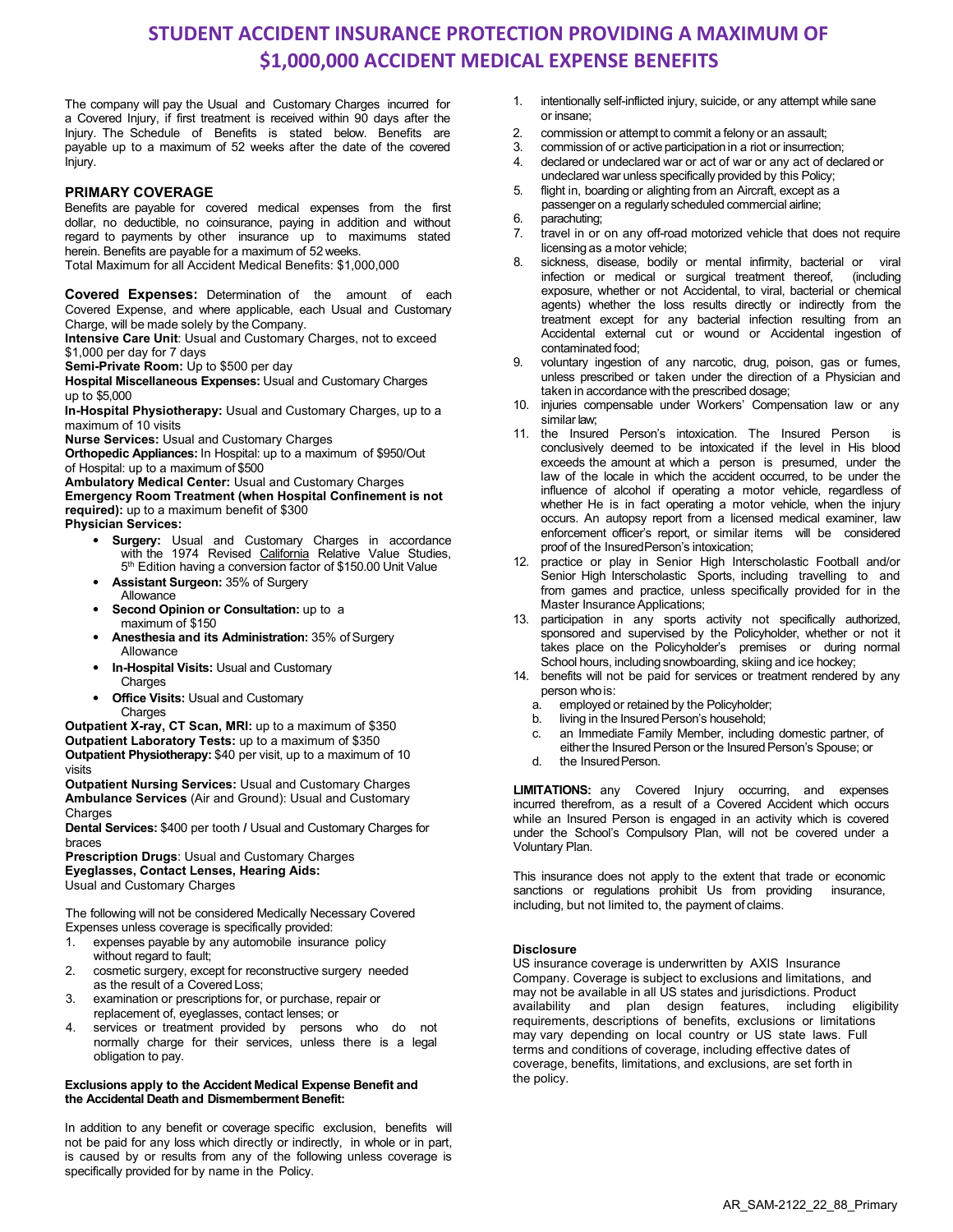# STUDENT ACCIDENT INSURANCE PROTECTION PROVIDING A MAXIMUM OF $1,000,000 ACCIDENT MEDICAL EXPENSE BENEFITS

The company will pay the Usual and Customary Charges incurred for a Covered Injury, if first treatment is received within 90 days after the Injury. The Schedule of Benefits is stated below. Benefits are payable up to a maximum of 52 weeks after the date of the covered Injury.

### PRIMARY COVERAGE

Benefits are payable for covered medical expenses from the first dollar, no deductible, no coinsurance, paying in addition and without regard to payments by other insurance up to maximums stated herein. Benefits are payable for a maximum of 52 weeks.
Total Maximum for all Accident Medical Benefits: $1,000,000

**Covered Expenses:** Determination of the amount of each Covered Expense, and where applicable, each Usual and Customary Charge, will be made solely by the Company.
**Intensive Care Unit**: Usual and Customary Charges, not to exceed $1,000 per day for 7 days
**Semi-Private Room:** Up to $500 per day
**Hospital Miscellaneous Expenses:** Usual and Customary Charges up to $5,000
**In-Hospital Physiotherapy:** Usual and Customary Charges, up to a maximum of 10 visits
**Nurse Services:** Usual and Customary Charges
**Orthopedic Appliances:** In Hospital: up to a maximum of $950/Out of Hospital: up to a maximum of $500
**Ambulatory Medical Center:** Usual and Customary Charges
**Emergency Room Treatment (when Hospital Confinement is not required):** up to a maximum benefit of $300
**Physician Services:**

- **Surgery:** Usual and Customary Charges in accordance with the 1974 Revised California Relative Value Studies, 5th Edition having a conversion factor of $150.00 Unit Value
- **Assistant Surgeon:** 35% of Surgery Allowance
- **Second Opinion or Consultation:** up to a maximum of $150
- **Anesthesia and its Administration:** 35% of Surgery Allowance
- **In-Hospital Visits:** Usual and Customary Charges
- **Office Visits:** Usual and Customary Charges

**Outpatient X-ray, CT Scan, MRI:** up to a maximum of $350
**Outpatient Laboratory Tests:** up to a maximum of $350
**Outpatient Physiotherapy:** $40 per visit, up to a maximum of 10 visits
**Outpatient Nursing Services:** Usual and Customary Charges
**Ambulance Services** (Air and Ground): Usual and Customary Charges
**Dental Services:** $400 per tooth / Usual and Customary Charges for braces
**Prescription Drugs**: Usual and Customary Charges
**Eyeglasses, Contact Lenses, Hearing Aids:**
Usual and Customary Charges

The following will not be considered Medically Necessary Covered Expenses unless coverage is specifically provided:

1. expenses payable by any automobile insurance policy without regard to fault;
2. cosmetic surgery, except for reconstructive surgery needed as the result of a Covered Loss;
3. examination or prescriptions for, or purchase, repair or replacement of, eyeglasses, contact lenses; or
4. services or treatment provided by persons who do not normally charge for their services, unless there is a legal obligation to pay.

**Exclusions apply to the Accident Medical Expense Benefit and the Accidental Death and Dismemberment Benefit:**

In addition to any benefit or coverage specific exclusion, benefits will not be paid for any loss which directly or indirectly, in whole or in part, is caused by or results from any of the following unless coverage is specifically provided for by name in the Policy.

1. intentionally self-inflicted injury, suicide, or any attempt while sane or insane;
2. commission or attempt to commit a felony or an assault;
3. commission of or active participation in a riot or insurrection;
4. declared or undeclared war or act of war or any act of declared or undeclared war unless specifically provided by this Policy;
5. flight in, boarding or alighting from an Aircraft, except as a passenger on a regularly scheduled commercial airline;
6. parachuting;
7. travel in or on any off-road motorized vehicle that does not require licensing as a motor vehicle;
8. sickness, disease, bodily or mental infirmity, bacterial or viral infection or medical or surgical treatment thereof, (including exposure, whether or not Accidental, to viral, bacterial or chemical agents) whether the loss results directly or indirectly from the treatment except for any bacterial infection resulting from an Accidental external cut or wound or Accidental ingestion of contaminated food;
9. voluntary ingestion of any narcotic, drug, poison, gas or fumes, unless prescribed or taken under the direction of a Physician and taken in accordance with the prescribed dosage;
10. injuries compensable under Workers' Compensation law or any similar law;
11. the Insured Person's intoxication. The Insured Person is conclusively deemed to be intoxicated if the level in His blood exceeds the amount at which a person is presumed, under the law of the locale in which the accident occurred, to be under the influence of alcohol if operating a motor vehicle, regardless of whether He is in fact operating a motor vehicle, when the injury occurs. An autopsy report from a licensed medical examiner, law enforcement officer's report, or similar items will be considered proof of the Insured Person's intoxication;
12. practice or play in Senior High Interscholastic Football and/or Senior High Interscholastic Sports, including travelling to and from games and practice, unless specifically provided for in the Master Insurance Applications;
13. participation in any sports activity not specifically authorized, sponsored and supervised by the Policyholder, whether or not it takes place on the Policyholder's premises or during normal School hours, including snowboarding, skiing and ice hockey;
14. benefits will not be paid for services or treatment rendered by any person who is:
    a. employed or retained by the Policyholder;
    b. living in the Insured Person's household;
    c. an Immediate Family Member, including domestic partner, of either the Insured Person or the Insured Person's Spouse; or
    d. the Insured Person.

**LIMITATIONS:** any Covered Injury occurring, and expenses incurred therefrom, as a result of a Covered Accident which occurs while an Insured Person is engaged in an activity which is covered under the School's Compulsory Plan, will not be covered under a Voluntary Plan.

This insurance does not apply to the extent that trade or economic sanctions or regulations prohibit Us from providing insurance, including, but not limited to, the payment of claims.

**Disclosure**
US insurance coverage is underwritten by AXIS Insurance Company. Coverage is subject to exclusions and limitations, and may not be available in all US states and jurisdictions. Product availability and plan design features, including eligibility requirements, descriptions of benefits, exclusions or limitations may vary depending on local country or US state laws. Full terms and conditions of coverage, including effective dates of coverage, benefits, limitations, and exclusions, are set forth in the policy.

AR_SAM-2122_22_88_Primary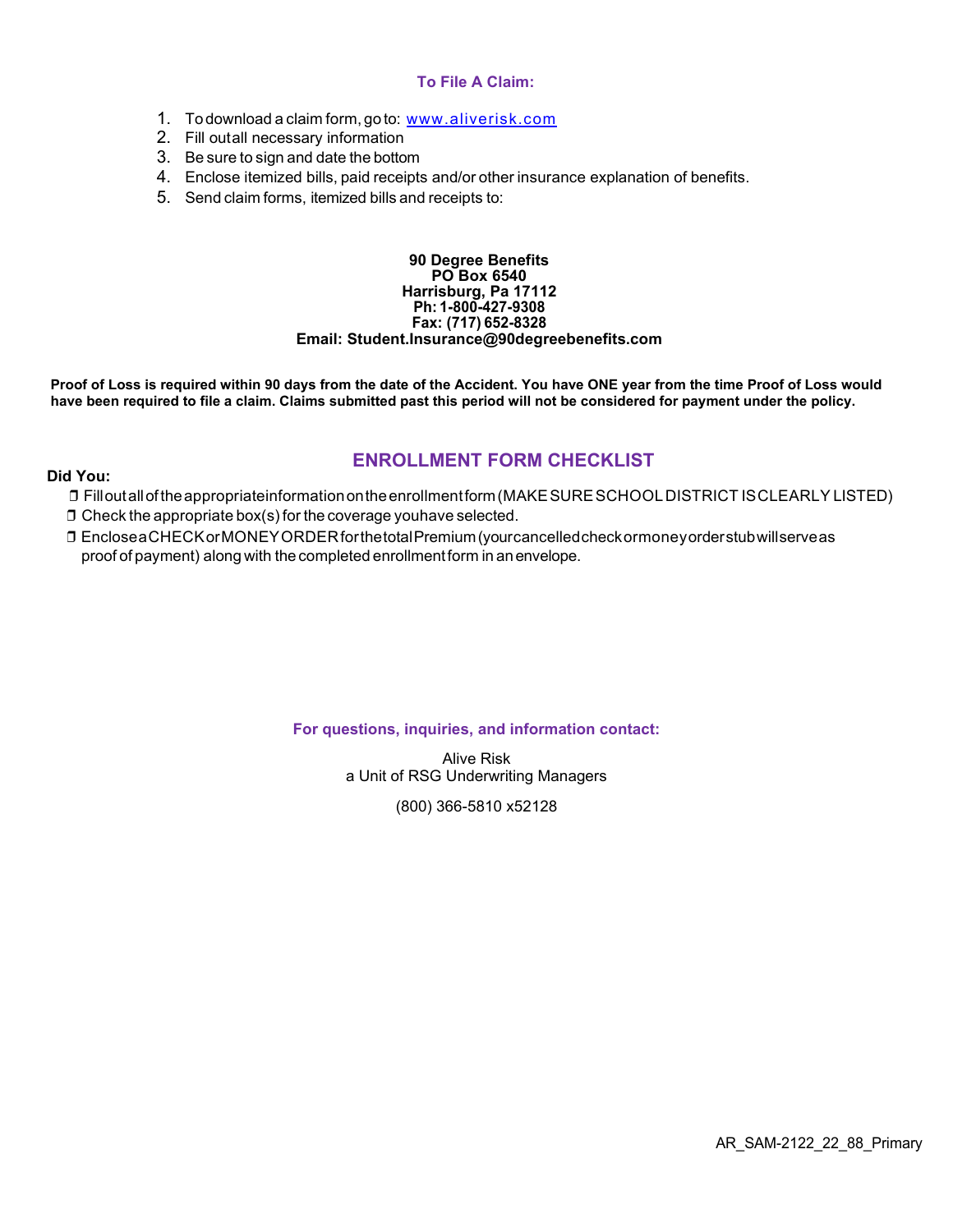### To File A Claim:

1. To download a claim form, go to: [www.aliverisk.com](http://www.aliverisk.com)
2. Fill out all necessary information
3. Be sure to sign and date the bottom
4. Enclose itemized bills, paid receipts and/or other insurance explanation of benefits.
5. Send claim forms, itemized bills and receipts to:

**90 Degree Benefits**
**PO Box 6540**
**Harrisburg, Pa 17112**
**Ph: 1-800-427-9308**
**Fax: (717) 652-8328**
**Email: Student.Insurance@90degreebenefits.com**

**Proof of Loss is required within 90 days from the date of the Accident. You have ONE year from the time Proof of Loss would have been required to file a claim. Claims submitted past this period will not be considered for payment under the policy.**

## ENROLLMENT FORM CHECKLIST

**Did You:**

- ❒ Fill out all of the appropriate information on the enrollment form (MAKE SURE SCHOOL DISTRICT IS CLEARLY LISTED)
- ❒ Check the appropriate box(s) for the coverage you have selected.
- ❒ Enclose a CHECK or MONEY ORDER for the total Premium (your cancelled check or money order stub will serve as proof of payment) along with the completed enrollment form in an envelope.

### For questions, inquiries, and information contact:

Alive Risk
a Unit of RSG Underwriting Managers

(800) 366-5810 x52128

AR_SAM-2122_22_88_Primary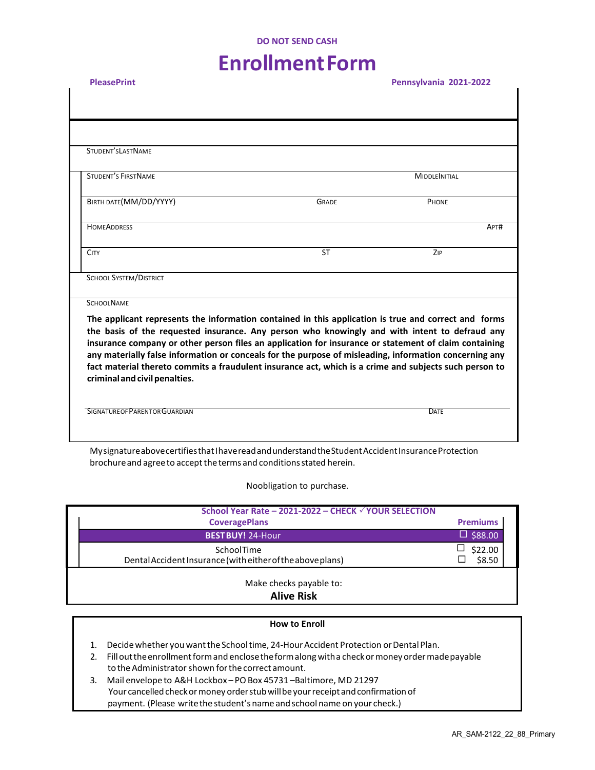**DO NOT SEND CASH**

# Enrollment Form

**Please Print** **Pennsylvania 2021-2022**

STUDENT'S LAST NAME

STUDENT'S FIRST NAME MIDDLE INITIAL

BIRTH DATE (MM/DD/YYYY) GRADE PHONE

HOME ADDRESS APT#

CITY ST ZIP

SCHOOL SYSTEM/DISTRICT

SCHOOL NAME

**The applicant represents the information contained in this application is true and correct and forms the basis of the requested insurance. Any person who knowingly and with intent to defraud any insurance company or other person files an application for insurance or statement of claim containing any materially false information or conceals for the purpose of misleading, information concerning any fact material thereto commits a fraudulent insurance act, which is a crime and subjects such person to criminal and civil penalties.**

SIGNATURE OF PARENT OR GUARDIAN DATE

My signature above certifies that I have read and understand the Student Accident Insurance Protection brochure and agree to accept the terms and conditions stated herein.

No obligation to purchase.

**School Year Rate – 2021-2022 – CHECK ✓ YOUR SELECTION**

| Coverage Plans | Premiums |
|---|---|
| **BEST BUY!** 24-Hour | ☐ $88.00 |
| School Time | ☐ $22.00 |
| Dental Accident Insurance (with either of the above plans) | ☐ $8.50 |

Make checks payable to:

**Alive Risk**

**How to Enroll**

1. Decide whether you want the School time, 24-Hour Accident Protection or Dental Plan.
2. Fill out the enrollment form and enclose the form along with a check or money order made payable to the Administrator shown for the correct amount.
3. Mail envelope to A&H Lockbox – PO Box 45731 – Baltimore, MD 21297
   Your cancelled check or money order stub will be your receipt and confirmation of payment. (Please write the student's name and school name on your check.)

AR_SAM-2122_22_88_Primary